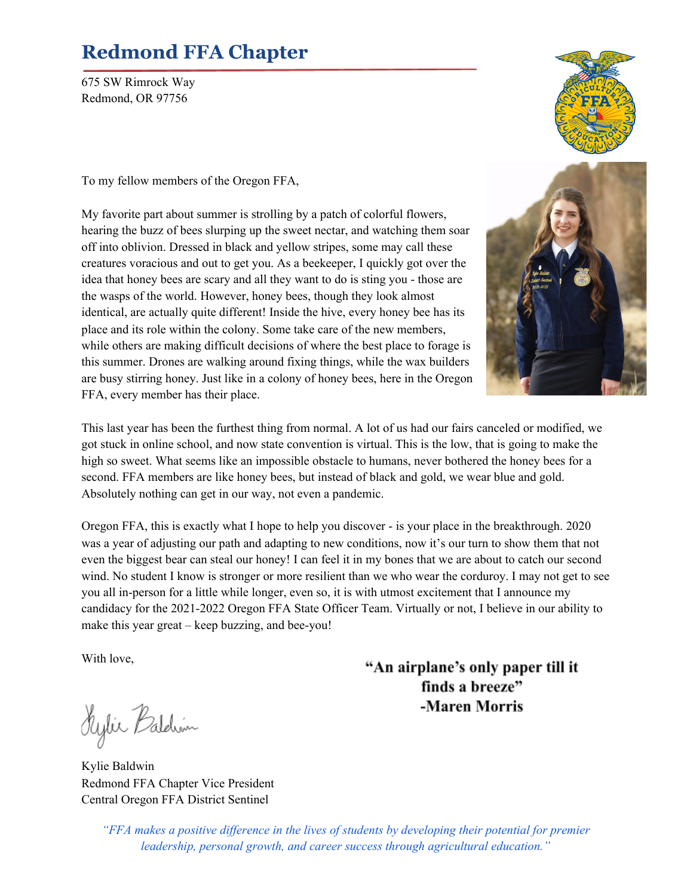# Redmond FFA Chapter

675 SW Rimrock Way
Redmond, OR 97756

To my fellow members of the Oregon FFA,

My favorite part about summer is strolling by a patch of colorful flowers, hearing the buzz of bees slurping up the sweet nectar, and watching them soar off into oblivion. Dressed in black and yellow stripes, some may call these creatures voracious and out to get you. As a beekeeper, I quickly got over the idea that honey bees are scary and all they want to do is sting you - those are the wasps of the world. However, honey bees, though they look almost identical, are actually quite different! Inside the hive, every honey bee has its place and its role within the colony. Some take care of the new members, while others are making difficult decisions of where the best place to forage is this summer. Drones are walking around fixing things, while the wax builders are busy stirring honey. Just like in a colony of honey bees, here in the Oregon FFA, every member has their place.

This last year has been the furthest thing from normal. A lot of us had our fairs canceled or modified, we got stuck in online school, and now state convention is virtual. This is the low, that is going to make the high so sweet. What seems like an impossible obstacle to humans, never bothered the honey bees for a second. FFA members are like honey bees, but instead of black and gold, we wear blue and gold. Absolutely nothing can get in our way, not even a pandemic.

Oregon FFA, this is exactly what I hope to help you discover - is your place in the breakthrough. 2020 was a year of adjusting our path and adapting to new conditions, now it's our turn to show them that not even the biggest bear can steal our honey! I can feel it in my bones that we are about to catch our second wind. No student I know is stronger or more resilient than we who wear the corduroy. I may not get to see you all in-person for a little while longer, even so, it is with utmost excitement that I announce my candidacy for the 2021-2022 Oregon FFA State Officer Team. Virtually or not, I believe in our ability to make this year great – keep buzzing, and bee-you!

With love,

**"An airplane's only paper till it finds a breeze"**
**-Maren Morris**

Kylie Baldwin

Kylie Baldwin
Redmond FFA Chapter Vice President
Central Oregon FFA District Sentinel

*"FFA makes a positive difference in the lives of students by developing their potential for premier leadership, personal growth, and career success through agricultural education."*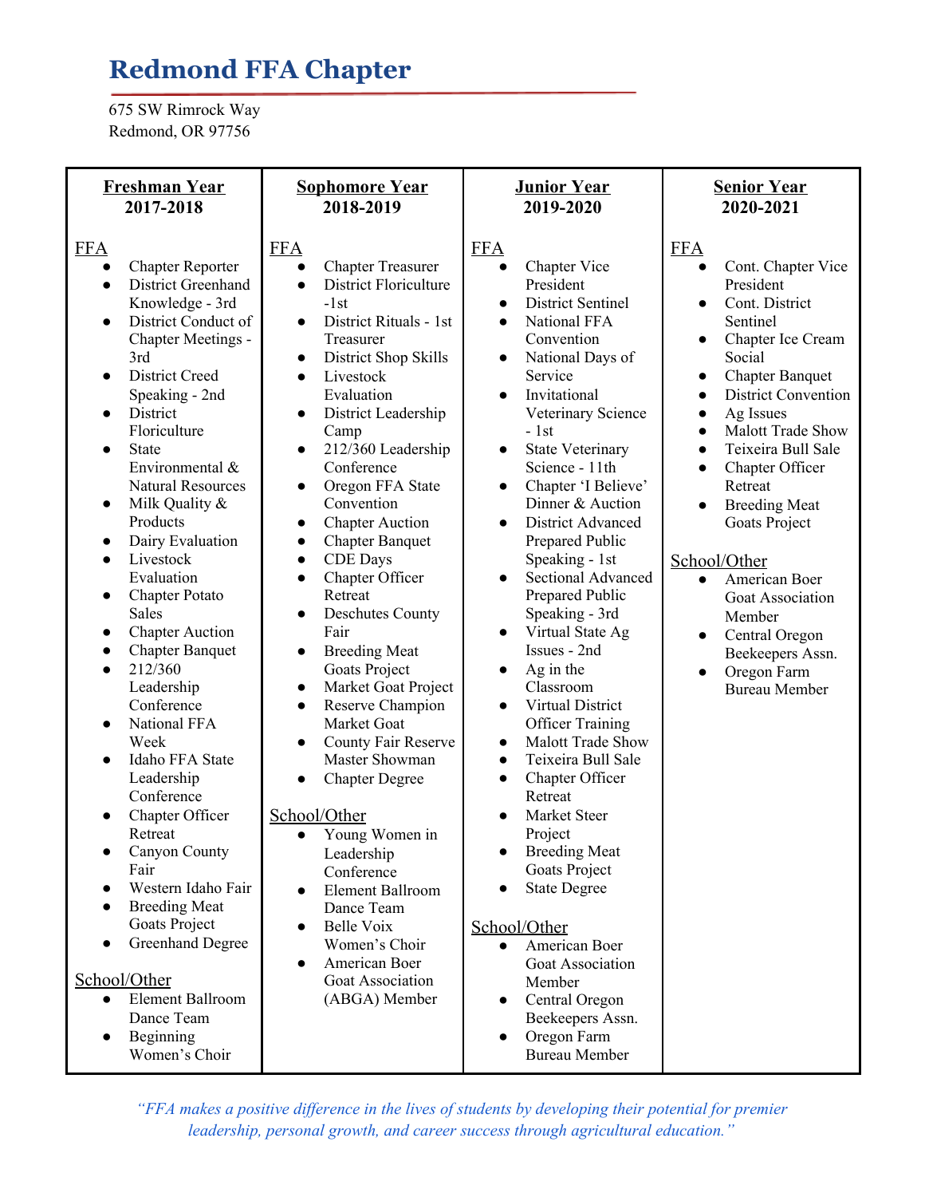# Redmond FFA Chapter

675 SW Rimrock Way
Redmond, OR 97756

| **Freshman Year 2017-2018** | **Sophomore Year 2018-2019** | **Junior Year 2019-2020** | **Senior Year 2020-2021** |
| --- | --- | --- | --- |
| FFA<br>• Chapter Reporter<br>• District Greenhand Knowledge - 3rd<br>• District Conduct of Chapter Meetings - 3rd<br>• District Creed Speaking - 2nd<br>• District Floriculture<br>• State Environmental & Natural Resources<br>• Milk Quality & Products<br>• Dairy Evaluation<br>• Livestock Evaluation<br>• Chapter Potato Sales<br>• Chapter Auction<br>• Chapter Banquet<br>• 212/360 Leadership Conference<br>• National FFA Week<br>• Idaho FFA State Leadership Conference<br>• Chapter Officer Retreat<br>• Canyon County Fair<br>• Western Idaho Fair<br>• Breeding Meat Goats Project<br>• Greenhand Degree<br><br>School/Other<br>• Element Ballroom Dance Team<br>• Beginning Women's Choir | FFA<br>• Chapter Treasurer<br>• District Floriculture -1st<br>• District Rituals - 1st Treasurer<br>• District Shop Skills<br>• Livestock Evaluation<br>• District Leadership Camp<br>• 212/360 Leadership Conference<br>• Oregon FFA State Convention<br>• Chapter Auction<br>• Chapter Banquet<br>• CDE Days<br>• Chapter Officer Retreat<br>• Deschutes County Fair<br>• Breeding Meat Goats Project<br>• Market Goat Project<br>• Reserve Champion Market Goat<br>• County Fair Reserve Master Showman<br>• Chapter Degree<br><br>School/Other<br>• Young Women in Leadership Conference<br>• Element Ballroom Dance Team<br>• Belle Voix Women's Choir<br>• American Boer Goat Association (ABGA) Member | FFA<br>• Chapter Vice President<br>• District Sentinel<br>• National FFA Convention<br>• National Days of Service<br>• Invitational Veterinary Science - 1st<br>• State Veterinary Science - 11th<br>• Chapter 'I Believe' Dinner & Auction<br>• District Advanced Prepared Public Speaking - 1st<br>• Sectional Advanced Prepared Public Speaking - 3rd<br>• Virtual State Ag Issues - 2nd<br>• Ag in the Classroom<br>• Virtual District Officer Training<br>• Malott Trade Show<br>• Teixeira Bull Sale<br>• Chapter Officer Retreat<br>• Market Steer Project<br>• Breeding Meat Goats Project<br>• State Degree<br><br>School/Other<br>• American Boer Goat Association Member<br>• Central Oregon Beekeepers Assn.<br>• Oregon Farm Bureau Member | FFA<br>• Cont. Chapter Vice President<br>• Cont. District Sentinel<br>• Chapter Ice Cream Social<br>• Chapter Banquet<br>• District Convention<br>• Ag Issues<br>• Malott Trade Show<br>• Teixeira Bull Sale<br>• Chapter Officer Retreat<br>• Breeding Meat Goats Project<br><br>School/Other<br>• American Boer Goat Association Member<br>• Central Oregon Beekeepers Assn.<br>• Oregon Farm Bureau Member |

*"FFA makes a positive difference in the lives of students by developing their potential for premier leadership, personal growth, and career success through agricultural education."*